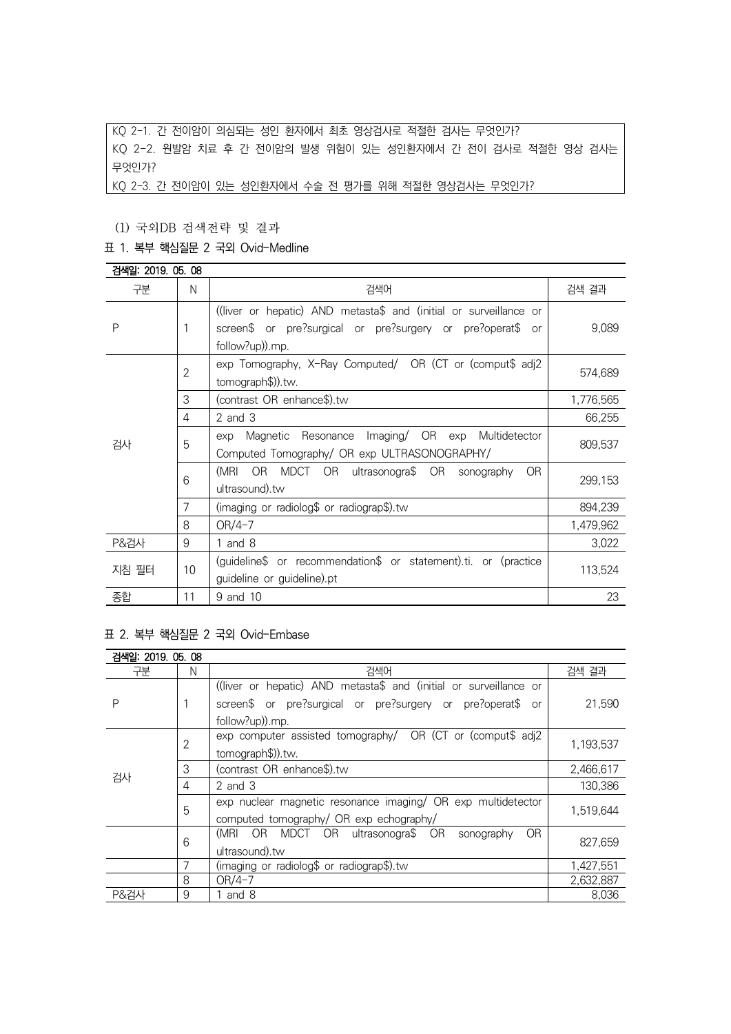| |
|---|
| KQ 2-1. 간 전이암이 의심되는 성인 환자에서 최초 영상검사로 적절한 검사는 무엇인가?<br>KQ 2-2. 원발암 치료 후 간 전이암의 발생 위험이 있는 성인환자에서 간 전이 검사로 적절한 영상 검사는 무엇인가?<br>KQ 2-3. 간 전이암이 있는 성인환자에서 수술 전 평가를 위해 적절한 영상검사는 무엇인가? |

(1) 국외DB 검색전략 및 결과

표 1. 복부 핵심질문 2 국외 Ovid-Medline

검색일: 2019. 05. 08

| 구분 | N | 검색어 | 검색 결과 |
|---|---|---|---|
| P | 1 | ((liver or hepatic) AND metasta$ and (initial or surveillance or screen$ or pre?surgical or pre?surgery or pre?operat$ or follow?up)).mp. | 9,089 |
| 검사 | 2 | exp Tomography, X-Ray Computed/ OR (CT or (comput$ adj2 tomograph$)).tw. | 574,689 |
| | 3 | (contrast OR enhance$).tw | 1,776,565 |
| | 4 | 2 and 3 | 66,255 |
| | 5 | exp Magnetic Resonance Imaging/ OR exp Multidetector Computed Tomography/ OR exp ULTRASONOGRAPHY/ | 809,537 |
| | 6 | (MRI OR MDCT OR ultrasonogra$ OR sonography OR ultrasound).tw | 299,153 |
| | 7 | (imaging or radiolog$ or radiograp$).tw | 894,239 |
| | 8 | OR/4-7 | 1,479,962 |
| P&검사 | 9 | 1 and 8 | 3,022 |
| 지침 필터 | 10 | (guideline$ or recommendation$ or statement).ti. or (practice guideline or guideline).pt | 113,524 |
| 종합 | 11 | 9 and 10 | 23 |

표 2. 복부 핵심질문 2 국외 Ovid-Embase

검색일: 2019. 05. 08

| 구분 | N | 검색어 | 검색 결과 |
|---|---|---|---|
| P | 1 | ((liver or hepatic) AND metasta$ and (initial or surveillance or screen$ or pre?surgical or pre?surgery or pre?operat$ or follow?up)).mp. | 21,590 |
| 검사 | 2 | exp computer assisted tomography/ OR (CT or (comput$ adj2 tomograph$)).tw. | 1,193,537 |
| | 3 | (contrast OR enhance$).tw | 2,466,617 |
| | 4 | 2 and 3 | 130,386 |
| | 5 | exp nuclear magnetic resonance imaging/ OR exp multidetector computed tomography/ OR exp echography/ | 1,519,644 |
| | 6 | (MRI OR MDCT OR ultrasonogra$ OR sonography OR ultrasound).tw | 827,659 |
| | 7 | (imaging or radiolog$ or radiograp$).tw | 1,427,551 |
| | 8 | OR/4-7 | 2,632,887 |
| P&검사 | 9 | 1 and 8 | 8,036 |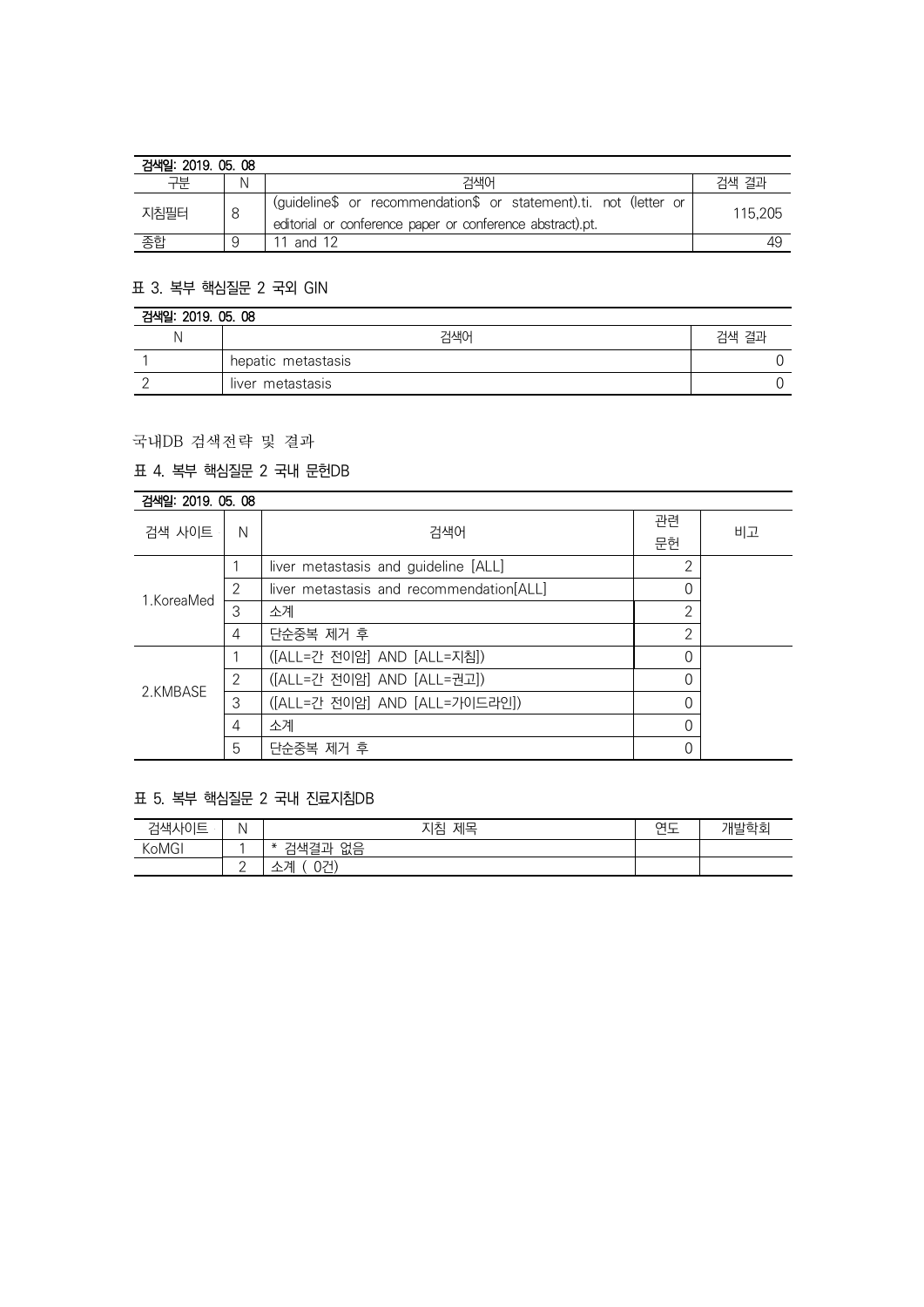| 검색일: 2019. 05. 08 | | | |
|---|---|---|---|
| 구분 | N | 검색어 | 검색 결과 |
| 지침필터 | 8 | (guideline$ or recommendation$ or statement).ti. not (letter or editorial or conference paper or conference abstract).pt. | 115,205 |
| 종합 | 9 | 11 and 12 | 49 |

## 표 3. 복부 핵심질문 2 국외 GIN

| 검색일: 2019. 05. 08 | | |
|---|---|---|
| N | 검색어 | 검색 결과 |
| 1 | hepatic metastasis | 0 |
| 2 | liver metastasis | 0 |

국내DB 검색전략 및 결과

## 표 4. 복부 핵심질문 2 국내 문헌DB

| 검색일: 2019. 05. 08 | | | | |
|---|---|---|---|---|
| 검색 사이트 | N | 검색어 | 관련 문헌 | 비고 |
| 1.KoreaMed | 1 | liver metastasis and guideline [ALL] | 2 | |
| | 2 | liver metastasis and recommendation[ALL] | 0 | |
| | 3 | 소계 | 2 | |
| | 4 | 단순중복 제거 후 | 2 | |
| 2.KMBASE | 1 | ([ALL=간 전이암] AND [ALL=지침]) | 0 | |
| | 2 | ([ALL=간 전이암] AND [ALL=권고]) | 0 | |
| | 3 | ([ALL=간 전이암] AND [ALL=가이드라인]) | 0 | |
| | 4 | 소계 | 0 | |
| | 5 | 단순중복 제거 후 | 0 | |

## 표 5. 복부 핵심질문 2 국내 진료지침DB

| 검색사이트 | N | 지침 제목 | 연도 | 개발학회 |
|---|---|---|---|---|
| KoMGI | 1 | * 검색결과 없음 | | |
| | 2 | 소계 ( 0건) | | |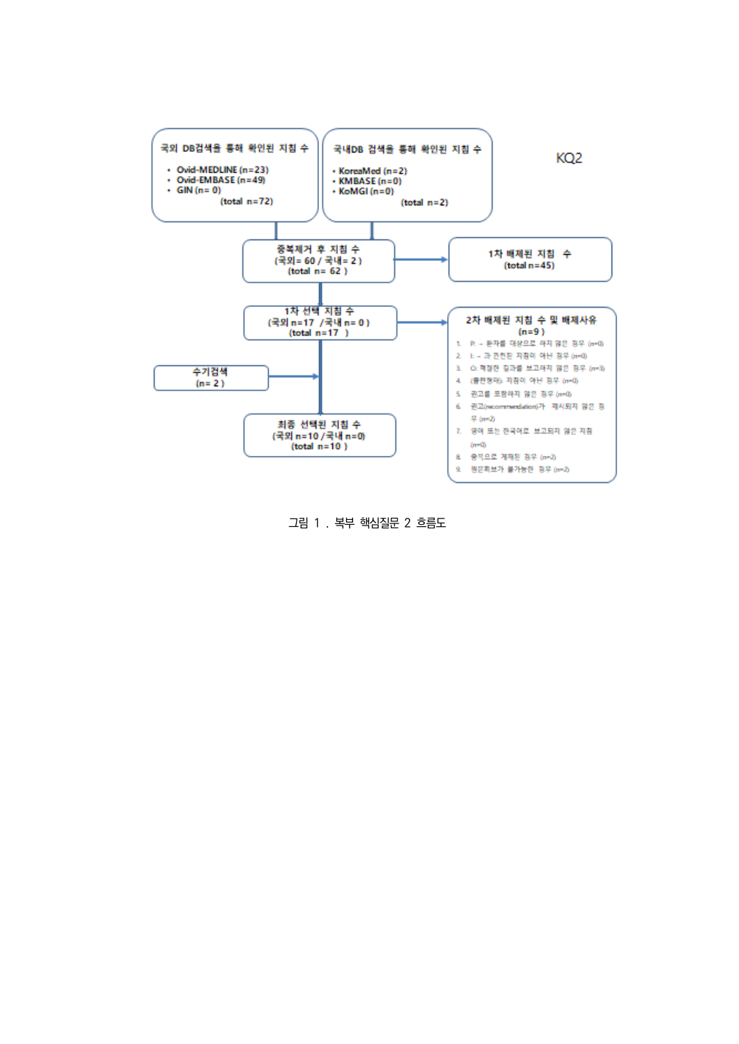KQ2

국외 DB검색을 통해 확인된 지침 수

- Ovid-MEDLINE (n=23)
- Ovid-EMBASE (n=49)
- GIN (n= 0)

(total n=72)

국내DB 검색을 통해 확인된 지침 수

- KoreaMed (n=2)
- KMBASE (n=0)
- KoMGI (n=0)

(total n=2)

중복제거 후 지침 수
(국외= 60 / 국내= 2 )
(total n= 62 )

1차 배제된 지침 수
(total n=45)

1차 선택 지침 수
(국외 n=17 /국내 n= 0 )
(total n=17 )

2차 배제된 지침 수 및 배제사유
(n=9 )

1. P: - 환자를 대상으로 하지 않은 경우 (n=0)
2. I: - 과 관련된 지침이 아닌 경우 (n=0)
3. O: 적절한 결과를 보고하지 않은 경우 (n=3)
4. (출판형태): 지침이 아닌 경우 (n=0)
5. 권고를 포함하지 않은 경우 (n=0)
6. 권고(recommendation)가 제시되지 않은 경우 (n=2)
7. 영어 또는 한국어로 보고되지 않은 지침 (n=0)
8. 중복으로 게재된 경우 (n=2)
9. 원문확보가 불가능한 경우 (n=2)

수기검색
(n= 2 )

최종 선택된 지침 수
(국외 n=10 /국내 n=0)
(total n=10 )

그림 1 . 복부 핵심질문 2 흐름도